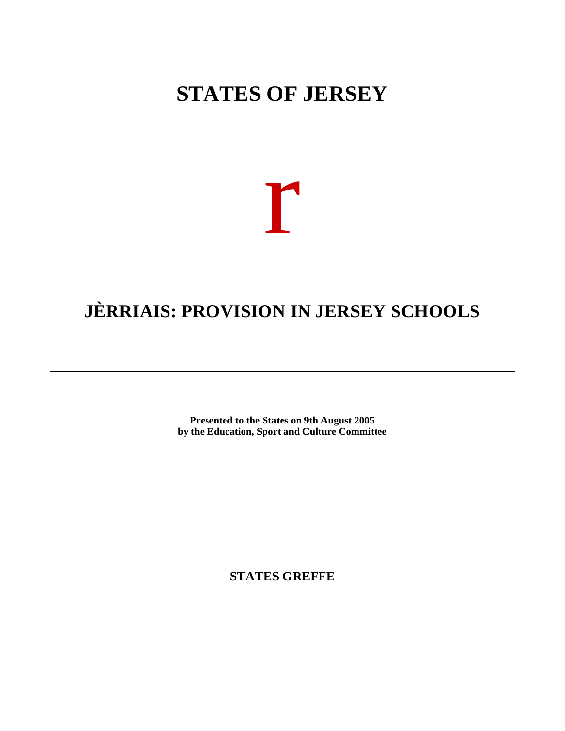# STATES OF JERSEY

r

# JÈRRIAIS: PROVISION IN JERSEY SCHOOLS

---

**Presented to the States on 9th August 2005**
**by the Education, Sport and Culture Committee**

---

**STATES GREFFE**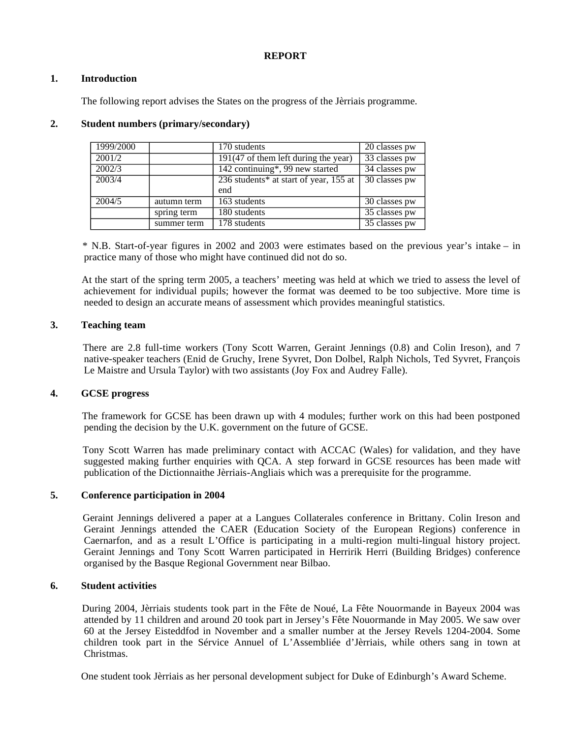**REPORT**

## 1. Introduction

The following report advises the States on the progress of the Jèrriais programme.

## 2. Student numbers (primary/secondary)

| 1999/2000 | | 170 students | 20 classes pw |
|---|---|---|---|
| 2001/2 | | 191(47 of them left during the year) | 33 classes pw |
| 2002/3 | | 142 continuing*, 99 new started | 34 classes pw |
| 2003/4 | | 236 students* at start of year, 155 at end | 30 classes pw |
| 2004/5 | autumn term | 163 students | 30 classes pw |
| | spring term | 180 students | 35 classes pw |
| | summer term | 178 students | 35 classes pw |

* N.B. Start-of-year figures in 2002 and 2003 were estimates based on the previous year's intake – in practice many of those who might have continued did not do so.

At the start of the spring term 2005, a teachers' meeting was held at which we tried to assess the level of achievement for individual pupils; however the format was deemed to be too subjective. More time is needed to design an accurate means of assessment which provides meaningful statistics.

## 3. Teaching team

There are 2.8 full-time workers (Tony Scott Warren, Geraint Jennings (0.8) and Colin Ireson), and 7 native-speaker teachers (Enid de Gruchy, Irene Syvret, Don Dolbel, Ralph Nichols, Ted Syvret, François Le Maistre and Ursula Taylor) with two assistants (Joy Fox and Audrey Falle).

## 4. GCSE progress

The framework for GCSE has been drawn up with 4 modules; further work on this had been postponed pending the decision by the U.K. government on the future of GCSE.

Tony Scott Warren has made preliminary contact with ACCAC (Wales) for validation, and they have suggested making further enquiries with QCA. A step forward in GCSE resources has been made with publication of the Dictionnaithe Jèrriais-Angliais which was a prerequisite for the programme.

## 5. Conference participation in 2004

Geraint Jennings delivered a paper at a Langues Collaterales conference in Brittany. Colin Ireson and Geraint Jennings attended the CAER (Education Society of the European Regions) conference in Caernarfon, and as a result L'Office is participating in a multi-region multi-lingual history project. Geraint Jennings and Tony Scott Warren participated in Herririk Herri (Building Bridges) conference organised by the Basque Regional Government near Bilbao.

## 6. Student activities

During 2004, Jèrriais students took part in the Fête de Noué, La Fête Nouormande in Bayeux 2004 was attended by 11 children and around 20 took part in Jersey's Fête Nouormande in May 2005. We saw over 60 at the Jersey Eisteddfod in November and a smaller number at the Jersey Revels 1204-2004. Some children took part in the Sérvice Annuel of L'Assembliée d'Jèrriais, while others sang in town at Christmas.

One student took Jèrriais as her personal development subject for Duke of Edinburgh's Award Scheme.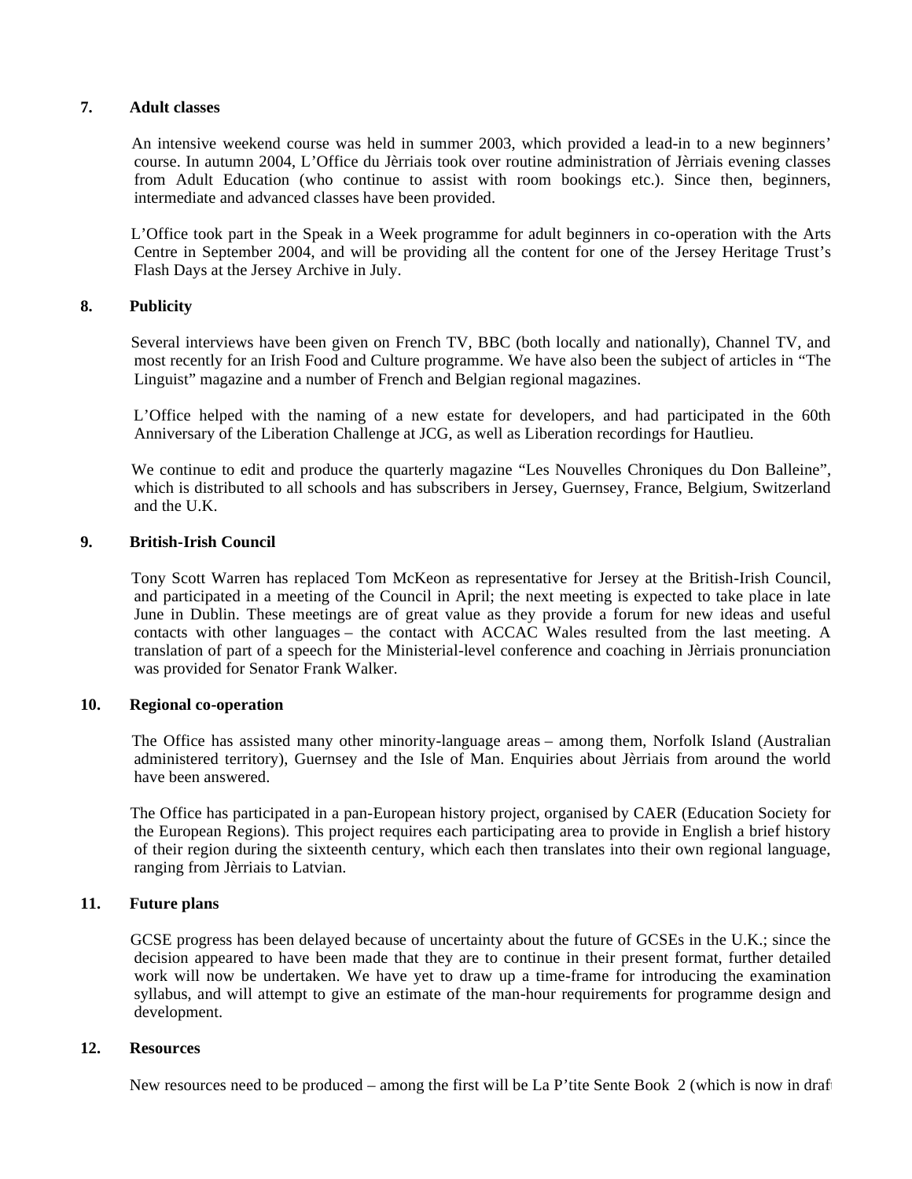## 7. Adult classes

An intensive weekend course was held in summer 2003, which provided a lead-in to a new beginners' course. In autumn 2004, L'Office du Jèrriais took over routine administration of Jèrriais evening classes from Adult Education (who continue to assist with room bookings etc.). Since then, beginners, intermediate and advanced classes have been provided.

L'Office took part in the Speak in a Week programme for adult beginners in co-operation with the Arts Centre in September 2004, and will be providing all the content for one of the Jersey Heritage Trust's Flash Days at the Jersey Archive in July.

## 8. Publicity

Several interviews have been given on French TV, BBC (both locally and nationally), Channel TV, and most recently for an Irish Food and Culture programme. We have also been the subject of articles in "The Linguist" magazine and a number of French and Belgian regional magazines.

L'Office helped with the naming of a new estate for developers, and had participated in the 60th Anniversary of the Liberation Challenge at JCG, as well as Liberation recordings for Hautlieu.

We continue to edit and produce the quarterly magazine "Les Nouvelles Chroniques du Don Balleine", which is distributed to all schools and has subscribers in Jersey, Guernsey, France, Belgium, Switzerland and the U.K.

## 9. British-Irish Council

Tony Scott Warren has replaced Tom McKeon as representative for Jersey at the British-Irish Council, and participated in a meeting of the Council in April; the next meeting is expected to take place in late June in Dublin. These meetings are of great value as they provide a forum for new ideas and useful contacts with other languages – the contact with ACCAC Wales resulted from the last meeting. A translation of part of a speech for the Ministerial-level conference and coaching in Jèrriais pronunciation was provided for Senator Frank Walker.

## 10. Regional co-operation

The Office has assisted many other minority-language areas – among them, Norfolk Island (Australian administered territory), Guernsey and the Isle of Man. Enquiries about Jèrriais from around the world have been answered.

The Office has participated in a pan-European history project, organised by CAER (Education Society for the European Regions). This project requires each participating area to provide in English a brief history of their region during the sixteenth century, which each then translates into their own regional language, ranging from Jèrriais to Latvian.

## 11. Future plans

GCSE progress has been delayed because of uncertainty about the future of GCSEs in the U.K.; since the decision appeared to have been made that they are to continue in their present format, further detailed work will now be undertaken. We have yet to draw up a time-frame for introducing the examination syllabus, and will attempt to give an estimate of the man-hour requirements for programme design and development.

## 12. Resources

New resources need to be produced – among the first will be La P'tite Sente Book 2 (which is now in draft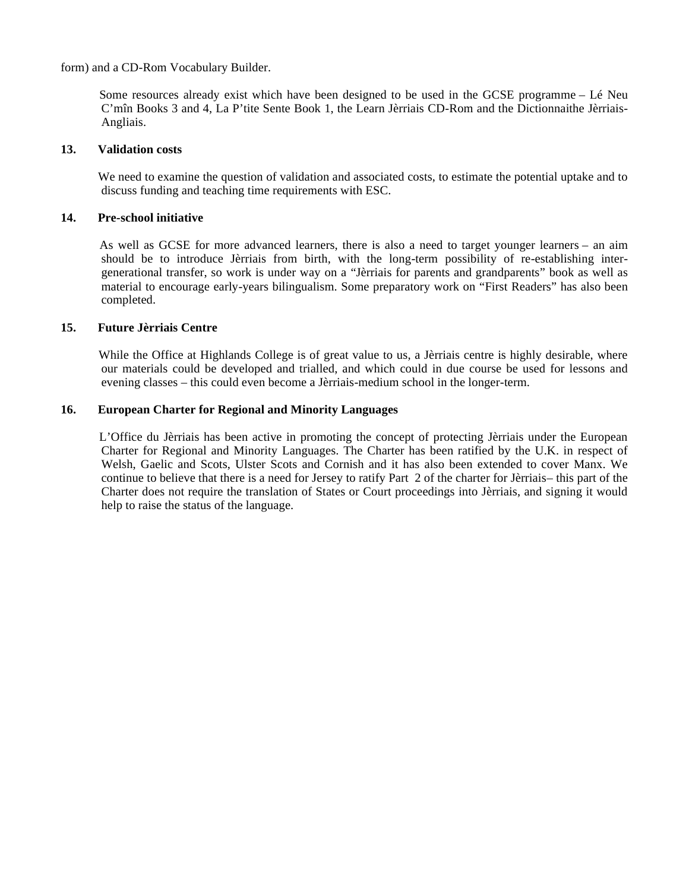form) and a CD-Rom Vocabulary Builder.

Some resources already exist which have been designed to be used in the GCSE programme – Lé Neu C'mîn Books 3 and 4, La P'tite Sente Book 1, the Learn Jèrriais CD-Rom and the Dictionnaithe Jèrriais-Angliais.

**13. Validation costs**

We need to examine the question of validation and associated costs, to estimate the potential uptake and to discuss funding and teaching time requirements with ESC.

**14. Pre-school initiative**

As well as GCSE for more advanced learners, there is also a need to target younger learners – an aim should be to introduce Jèrriais from birth, with the long-term possibility of re-establishing inter-generational transfer, so work is under way on a "Jèrriais for parents and grandparents" book as well as material to encourage early-years bilingualism. Some preparatory work on "First Readers" has also been completed.

**15. Future Jèrriais Centre**

While the Office at Highlands College is of great value to us, a Jèrriais centre is highly desirable, where our materials could be developed and trialled, and which could in due course be used for lessons and evening classes – this could even become a Jèrriais-medium school in the longer-term.

**16. European Charter for Regional and Minority Languages**

L'Office du Jèrriais has been active in promoting the concept of protecting Jèrriais under the European Charter for Regional and Minority Languages. The Charter has been ratified by the U.K. in respect of Welsh, Gaelic and Scots, Ulster Scots and Cornish and it has also been extended to cover Manx. We continue to believe that there is a need for Jersey to ratify Part 2 of the charter for Jèrriais– this part of the Charter does not require the translation of States or Court proceedings into Jèrriais, and signing it would help to raise the status of the language.